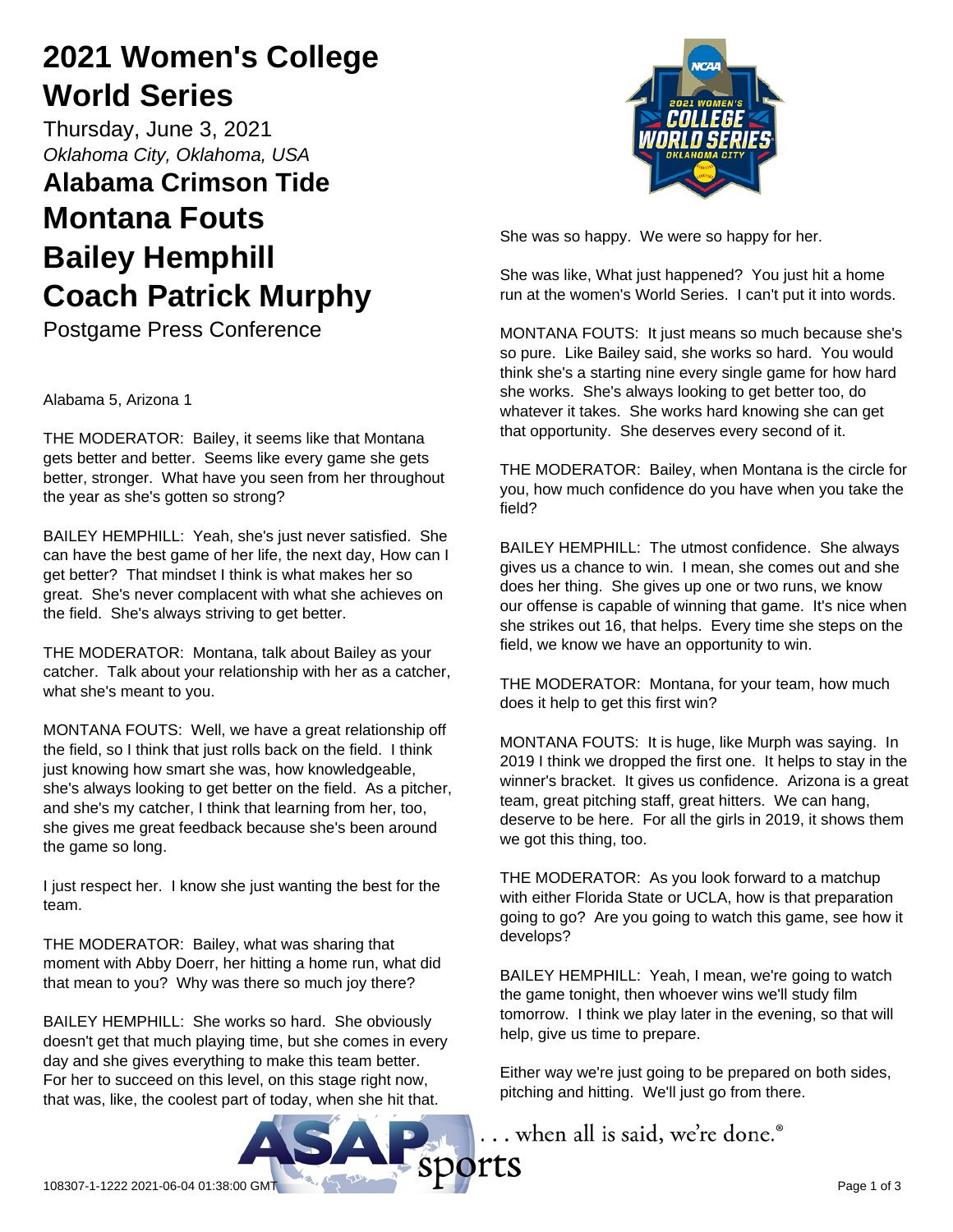# 2021 Women's College World Series

Thursday, June 3, 2021

*Oklahoma City, Oklahoma, USA*

## Alabama Crimson Tide

## Montana Fouts

## Bailey Hemphill

## Coach Patrick Murphy

Postgame Press Conference

Alabama 5, Arizona 1

THE MODERATOR: Bailey, it seems like that Montana gets better and better. Seems like every game she gets better, stronger. What have you seen from her throughout the year as she's gotten so strong?

BAILEY HEMPHILL: Yeah, she's just never satisfied. She can have the best game of her life, the next day, How can I get better? That mindset I think is what makes her so great. She's never complacent with what she achieves on the field. She's always striving to get better.

THE MODERATOR: Montana, talk about Bailey as your catcher. Talk about your relationship with her as a catcher, what she's meant to you.

MONTANA FOUTS: Well, we have a great relationship off the field, so I think that just rolls back on the field. I think just knowing how smart she was, how knowledgeable, she's always looking to get better on the field. As a pitcher, and she's my catcher, I think that learning from her, too, she gives me great feedback because she's been around the game so long.

I just respect her. I know she just wanting the best for the team.

THE MODERATOR: Bailey, what was sharing that moment with Abby Doerr, her hitting a home run, what did that mean to you? Why was there so much joy there?

BAILEY HEMPHILL: She works so hard. She obviously doesn't get that much playing time, but she comes in every day and she gives everything to make this team better. For her to succeed on this level, on this stage right now, that was, like, the coolest part of today, when she hit that. She was so happy. We were so happy for her.

She was like, What just happened? You just hit a home run at the women's World Series. I can't put it into words.

MONTANA FOUTS: It just means so much because she's so pure. Like Bailey said, she works so hard. You would think she's a starting nine every single game for how hard she works. She's always looking to get better too, do whatever it takes. She works hard knowing she can get that opportunity. She deserves every second of it.

THE MODERATOR: Bailey, when Montana is the circle for you, how much confidence do you have when you take the field?

BAILEY HEMPHILL: The utmost confidence. She always gives us a chance to win. I mean, she comes out and she does her thing. She gives up one or two runs, we know our offense is capable of winning that game. It's nice when she strikes out 16, that helps. Every time she steps on the field, we know we have an opportunity to win.

THE MODERATOR: Montana, for your team, how much does it help to get this first win?

MONTANA FOUTS: It is huge, like Murph was saying. In 2019 I think we dropped the first one. It helps to stay in the winner's bracket. It gives us confidence. Arizona is a great team, great pitching staff, great hitters. We can hang, deserve to be here. For all the girls in 2019, it shows them we got this thing, too.

THE MODERATOR: As you look forward to a matchup with either Florida State or UCLA, how is that preparation going to go? Are you going to watch this game, see how it develops?

BAILEY HEMPHILL: Yeah, I mean, we're going to watch the game tonight, then whoever wins we'll study film tomorrow. I think we play later in the evening, so that will help, give us time to prepare.

Either way we're just going to be prepared on both sides, pitching and hitting. We'll just go from there.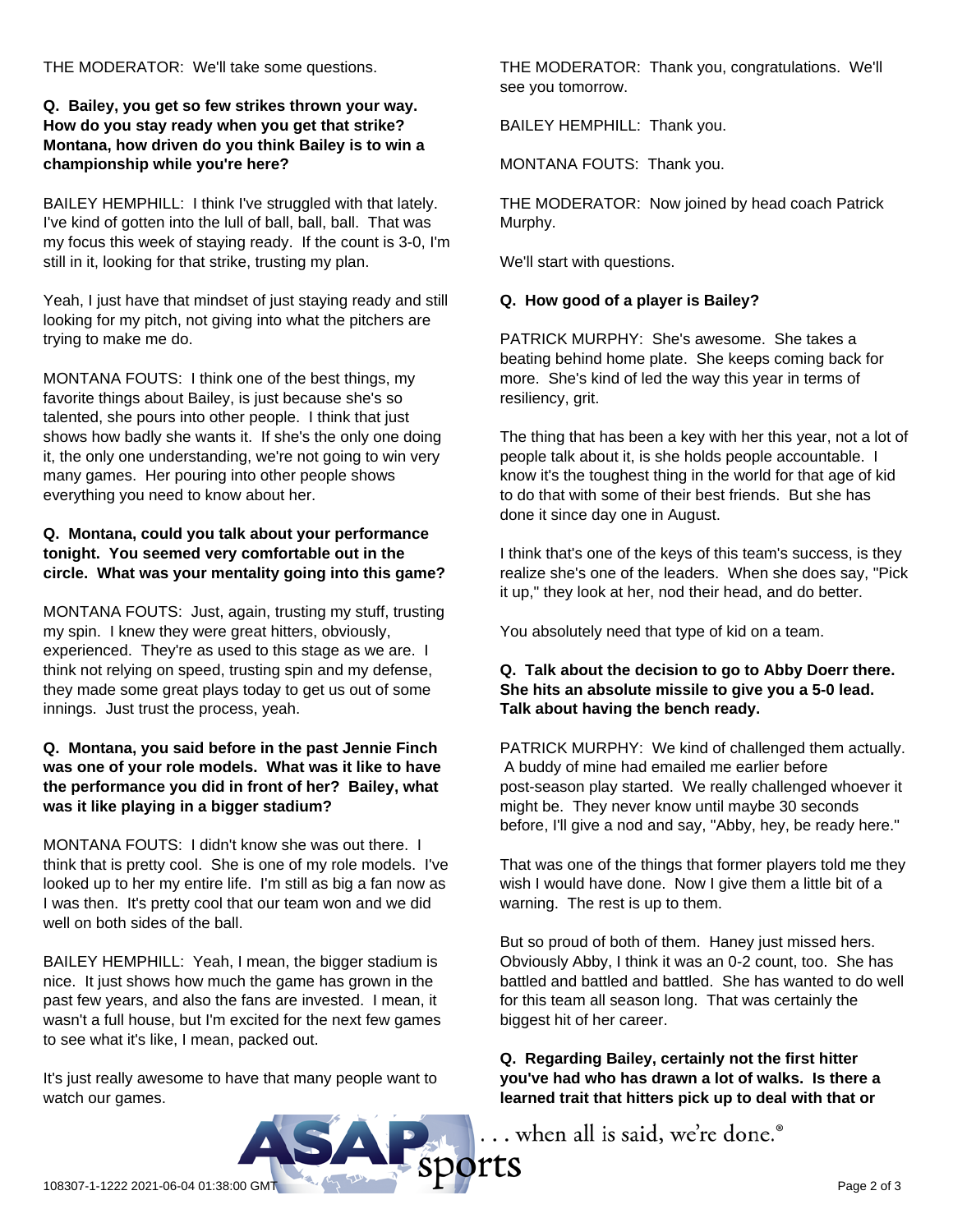THE MODERATOR: We'll take some questions.

**Q. Bailey, you get so few strikes thrown your way. How do you stay ready when you get that strike? Montana, how driven do you think Bailey is to win a championship while you're here?**

BAILEY HEMPHILL: I think I've struggled with that lately. I've kind of gotten into the lull of ball, ball, ball. That was my focus this week of staying ready. If the count is 3-0, I'm still in it, looking for that strike, trusting my plan.

Yeah, I just have that mindset of just staying ready and still looking for my pitch, not giving into what the pitchers are trying to make me do.

MONTANA FOUTS: I think one of the best things, my favorite things about Bailey, is just because she's so talented, she pours into other people. I think that just shows how badly she wants it. If she's the only one doing it, the only one understanding, we're not going to win very many games. Her pouring into other people shows everything you need to know about her.

**Q. Montana, could you talk about your performance tonight. You seemed very comfortable out in the circle. What was your mentality going into this game?**

MONTANA FOUTS: Just, again, trusting my stuff, trusting my spin. I knew they were great hitters, obviously, experienced. They're as used to this stage as we are. I think not relying on speed, trusting spin and my defense, they made some great plays today to get us out of some innings. Just trust the process, yeah.

**Q. Montana, you said before in the past Jennie Finch was one of your role models. What was it like to have the performance you did in front of her? Bailey, what was it like playing in a bigger stadium?**

MONTANA FOUTS: I didn't know she was out there. I think that is pretty cool. She is one of my role models. I've looked up to her my entire life. I'm still as big a fan now as I was then. It's pretty cool that our team won and we did well on both sides of the ball.

BAILEY HEMPHILL: Yeah, I mean, the bigger stadium is nice. It just shows how much the game has grown in the past few years, and also the fans are invested. I mean, it wasn't a full house, but I'm excited for the next few games to see what it's like, I mean, packed out.

It's just really awesome to have that many people want to watch our games.

THE MODERATOR: Thank you, congratulations. We'll see you tomorrow.

BAILEY HEMPHILL: Thank you.

MONTANA FOUTS: Thank you.

THE MODERATOR: Now joined by head coach Patrick Murphy.

We'll start with questions.

**Q. How good of a player is Bailey?**

PATRICK MURPHY: She's awesome. She takes a beating behind home plate. She keeps coming back for more. She's kind of led the way this year in terms of resiliency, grit.

The thing that has been a key with her this year, not a lot of people talk about it, is she holds people accountable. I know it's the toughest thing in the world for that age of kid to do that with some of their best friends. But she has done it since day one in August.

I think that's one of the keys of this team's success, is they realize she's one of the leaders. When she does say, "Pick it up," they look at her, nod their head, and do better.

You absolutely need that type of kid on a team.

**Q. Talk about the decision to go to Abby Doerr there. She hits an absolute missile to give you a 5-0 lead. Talk about having the bench ready.**

PATRICK MURPHY: We kind of challenged them actually. A buddy of mine had emailed me earlier before post-season play started. We really challenged whoever it might be. They never know until maybe 30 seconds before, I'll give a nod and say, "Abby, hey, be ready here."

That was one of the things that former players told me they wish I would have done. Now I give them a little bit of a warning. The rest is up to them.

But so proud of both of them. Haney just missed hers. Obviously Abby, I think it was an 0-2 count, too. She has battled and battled and battled. She has wanted to do well for this team all season long. That was certainly the biggest hit of her career.

**Q. Regarding Bailey, certainly not the first hitter you've had who has drawn a lot of walks. Is there a learned trait that hitters pick up to deal with that or**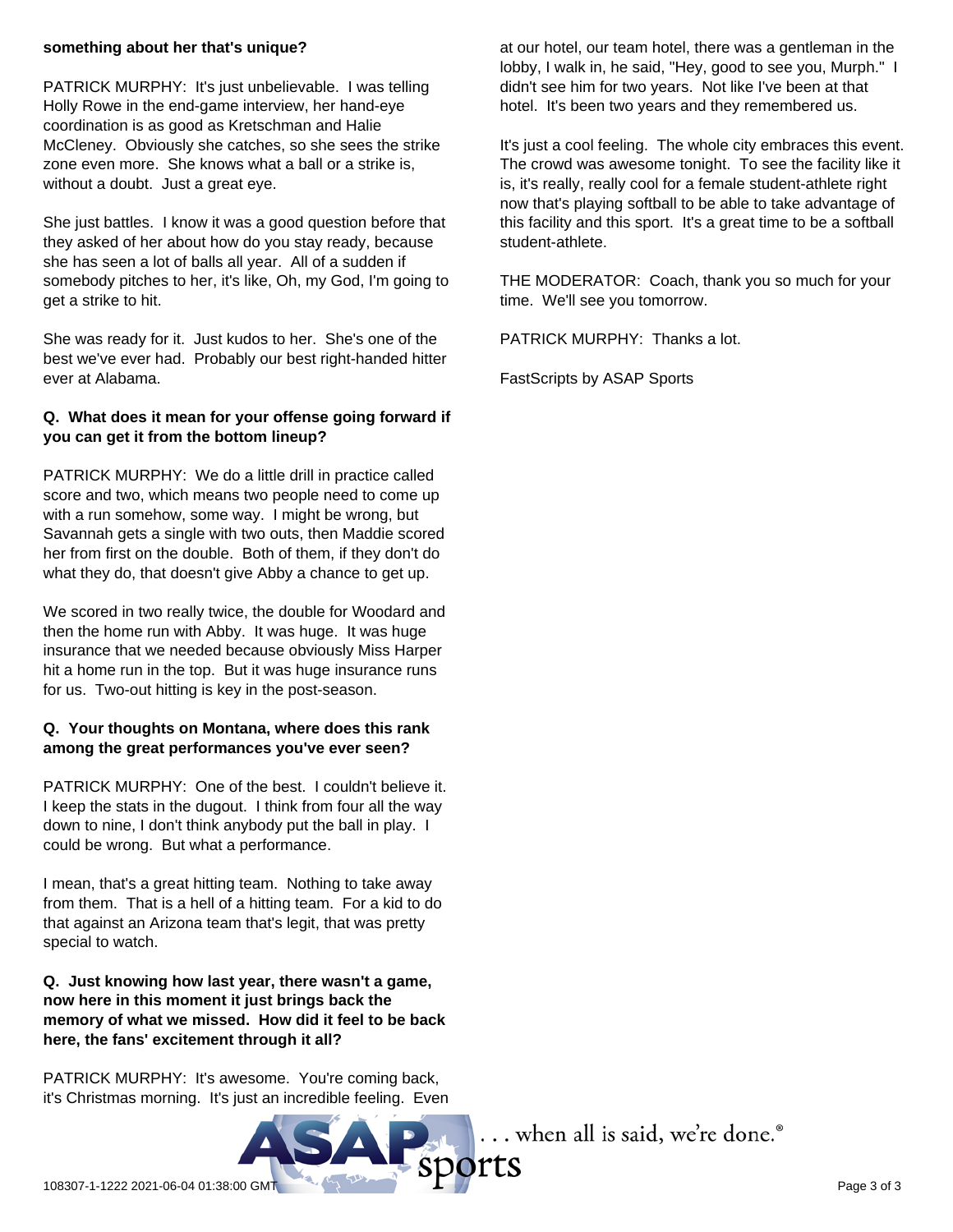**something about her that's unique?**

PATRICK MURPHY: It's just unbelievable. I was telling Holly Rowe in the end-game interview, her hand-eye coordination is as good as Kretschman and Halie McCleney. Obviously she catches, so she sees the strike zone even more. She knows what a ball or a strike is, without a doubt. Just a great eye.

She just battles. I know it was a good question before that they asked of her about how do you stay ready, because she has seen a lot of balls all year. All of a sudden if somebody pitches to her, it's like, Oh, my God, I'm going to get a strike to hit.

She was ready for it. Just kudos to her. She's one of the best we've ever had. Probably our best right-handed hitter ever at Alabama.

**Q. What does it mean for your offense going forward if you can get it from the bottom lineup?**

PATRICK MURPHY: We do a little drill in practice called score and two, which means two people need to come up with a run somehow, some way. I might be wrong, but Savannah gets a single with two outs, then Maddie scored her from first on the double. Both of them, if they don't do what they do, that doesn't give Abby a chance to get up.

We scored in two really twice, the double for Woodard and then the home run with Abby. It was huge. It was huge insurance that we needed because obviously Miss Harper hit a home run in the top. But it was huge insurance runs for us. Two-out hitting is key in the post-season.

**Q. Your thoughts on Montana, where does this rank among the great performances you've ever seen?**

PATRICK MURPHY: One of the best. I couldn't believe it. I keep the stats in the dugout. I think from four all the way down to nine, I don't think anybody put the ball in play. I could be wrong. But what a performance.

I mean, that's a great hitting team. Nothing to take away from them. That is a hell of a hitting team. For a kid to do that against an Arizona team that's legit, that was pretty special to watch.

**Q. Just knowing how last year, there wasn't a game, now here in this moment it just brings back the memory of what we missed. How did it feel to be back here, the fans' excitement through it all?**

PATRICK MURPHY: It's awesome. You're coming back, it's Christmas morning. It's just an incredible feeling. Even at our hotel, our team hotel, there was a gentleman in the lobby, I walk in, he said, "Hey, good to see you, Murph." I didn't see him for two years. Not like I've been at that hotel. It's been two years and they remembered us.

It's just a cool feeling. The whole city embraces this event. The crowd was awesome tonight. To see the facility like it is, it's really, really cool for a female student-athlete right now that's playing softball to be able to take advantage of this facility and this sport. It's a great time to be a softball student-athlete.

THE MODERATOR: Coach, thank you so much for your time. We'll see you tomorrow.

PATRICK MURPHY: Thanks a lot.

FastScripts by ASAP Sports